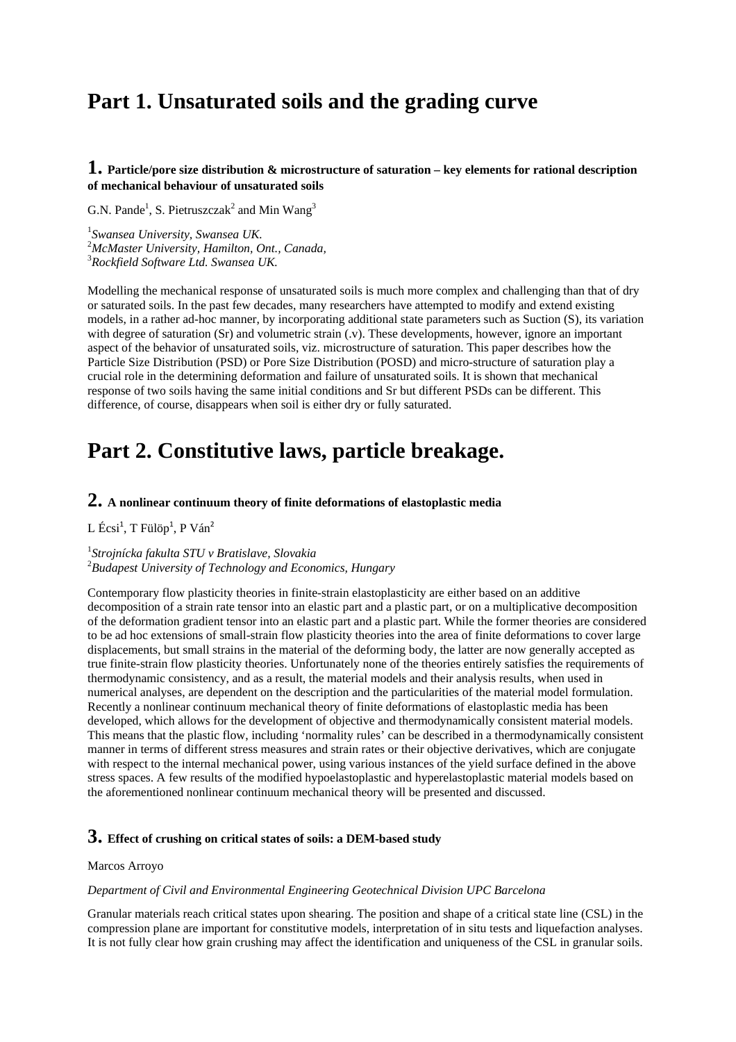# Part 1. Unsaturated soils and the grading curve

## 1. Particle/pore size distribution & microstructure of saturation – key elements for rational description of mechanical behaviour of unsaturated soils

G.N. Pande[1], S. Pietruszczak[2] and Min Wang[3]

[1]*Swansea University, Swansea UK.*
[2]*McMaster University, Hamilton, Ont., Canada,*
[3]*Rockfield Software Ltd. Swansea UK.*

Modelling the mechanical response of unsaturated soils is much more complex and challenging than that of dry or saturated soils. In the past few decades, many researchers have attempted to modify and extend existing models, in a rather ad-hoc manner, by incorporating additional state parameters such as Suction (S), its variation with degree of saturation (Sr) and volumetric strain (.v). These developments, however, ignore an important aspect of the behavior of unsaturated soils, viz. microstructure of saturation. This paper describes how the Particle Size Distribution (PSD) or Pore Size Distribution (POSD) and micro-structure of saturation play a crucial role in the determining deformation and failure of unsaturated soils. It is shown that mechanical response of two soils having the same initial conditions and Sr but different PSDs can be different. This difference, of course, disappears when soil is either dry or fully saturated.

# Part 2. Constitutive laws, particle breakage.

## 2. A nonlinear continuum theory of finite deformations of elastoplastic media

L Écsi[1], T Fülöp[1], P Ván[2]

[1]*Strojnícka fakulta STU v Bratislave, Slovakia*
[2]*Budapest University of Technology and Economics, Hungary*

Contemporary flow plasticity theories in finite-strain elastoplasticity are either based on an additive decomposition of a strain rate tensor into an elastic part and a plastic part, or on a multiplicative decomposition of the deformation gradient tensor into an elastic part and a plastic part. While the former theories are considered to be ad hoc extensions of small-strain flow plasticity theories into the area of finite deformations to cover large displacements, but small strains in the material of the deforming body, the latter are now generally accepted as true finite-strain flow plasticity theories. Unfortunately none of the theories entirely satisfies the requirements of thermodynamic consistency, and as a result, the material models and their analysis results, when used in numerical analyses, are dependent on the description and the particularities of the material model formulation. Recently a nonlinear continuum mechanical theory of finite deformations of elastoplastic media has been developed, which allows for the development of objective and thermodynamically consistent material models. This means that the plastic flow, including 'normality rules' can be described in a thermodynamically consistent manner in terms of different stress measures and strain rates or their objective derivatives, which are conjugate with respect to the internal mechanical power, using various instances of the yield surface defined in the above stress spaces. A few results of the modified hypoelastoplastic and hyperelastoplastic material models based on the aforementioned nonlinear continuum mechanical theory will be presented and discussed.

## 3. Effect of crushing on critical states of soils: a DEM-based study

Marcos Arroyo

*Department of Civil and Environmental Engineering Geotechnical Division UPC Barcelona*

Granular materials reach critical states upon shearing. The position and shape of a critical state line (CSL) in the compression plane are important for constitutive models, interpretation of in situ tests and liquefaction analyses. It is not fully clear how grain crushing may affect the identification and uniqueness of the CSL in granular soils.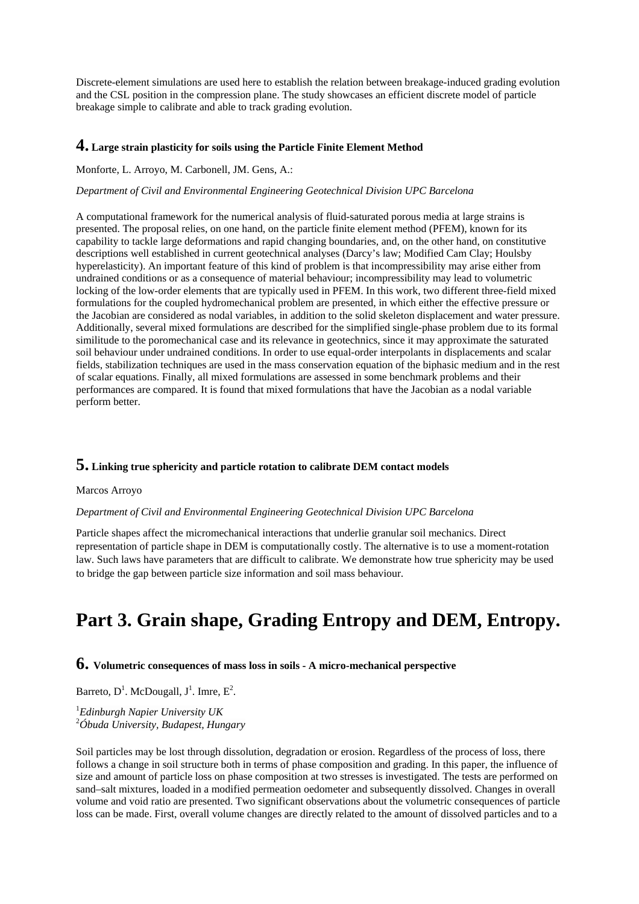Discrete-element simulations are used here to establish the relation between breakage-induced grading evolution and the CSL position in the compression plane. The study showcases an efficient discrete model of particle breakage simple to calibrate and able to track grading evolution.

## 4. Large strain plasticity for soils using the Particle Finite Element Method

Monforte, L. Arroyo, M. Carbonell, JM. Gens, A.:

*Department of Civil and Environmental Engineering Geotechnical Division UPC Barcelona*

A computational framework for the numerical analysis of fluid-saturated porous media at large strains is presented. The proposal relies, on one hand, on the particle finite element method (PFEM), known for its capability to tackle large deformations and rapid changing boundaries, and, on the other hand, on constitutive descriptions well established in current geotechnical analyses (Darcy's law; Modified Cam Clay; Houlsby hyperelasticity). An important feature of this kind of problem is that incompressibility may arise either from undrained conditions or as a consequence of material behaviour; incompressibility may lead to volumetric locking of the low-order elements that are typically used in PFEM. In this work, two different three-field mixed formulations for the coupled hydromechanical problem are presented, in which either the effective pressure or the Jacobian are considered as nodal variables, in addition to the solid skeleton displacement and water pressure. Additionally, several mixed formulations are described for the simplified single-phase problem due to its formal similitude to the poromechanical case and its relevance in geotechnics, since it may approximate the saturated soil behaviour under undrained conditions. In order to use equal-order interpolants in displacements and scalar fields, stabilization techniques are used in the mass conservation equation of the biphasic medium and in the rest of scalar equations. Finally, all mixed formulations are assessed in some benchmark problems and their performances are compared. It is found that mixed formulations that have the Jacobian as a nodal variable perform better.

## 5. Linking true sphericity and particle rotation to calibrate DEM contact models

Marcos Arroyo

*Department of Civil and Environmental Engineering Geotechnical Division UPC Barcelona*

Particle shapes affect the micromechanical interactions that underlie granular soil mechanics. Direct representation of particle shape in DEM is computationally costly. The alternative is to use a moment-rotation law. Such laws have parameters that are difficult to calibrate. We demonstrate how true sphericity may be used to bridge the gap between particle size information and soil mass behaviour.

# Part 3. Grain shape, Grading Entropy and DEM, Entropy.

## 6. Volumetric consequences of mass loss in soils - A micro-mechanical perspective

Barreto, D[1]. McDougall, J[1]. Imre, E[2].

[1]*Edinburgh Napier University UK*
[2]*Óbuda University, Budapest, Hungary*

Soil particles may be lost through dissolution, degradation or erosion. Regardless of the process of loss, there follows a change in soil structure both in terms of phase composition and grading. In this paper, the influence of size and amount of particle loss on phase composition at two stresses is investigated. The tests are performed on sand–salt mixtures, loaded in a modified permeation oedometer and subsequently dissolved. Changes in overall volume and void ratio are presented. Two significant observations about the volumetric consequences of particle loss can be made. First, overall volume changes are directly related to the amount of dissolved particles and to a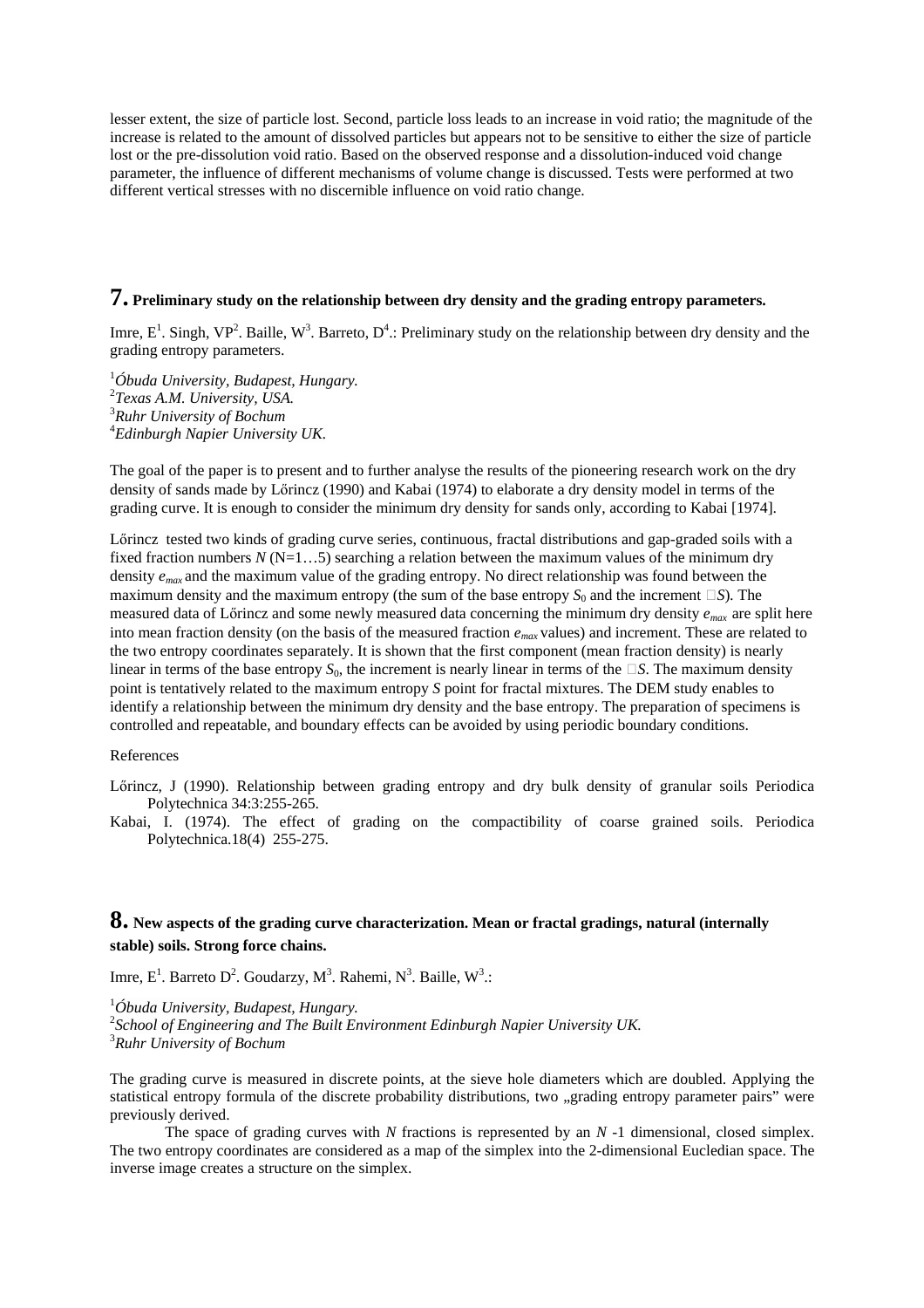lesser extent, the size of particle lost. Second, particle loss leads to an increase in void ratio; the magnitude of the increase is related to the amount of dissolved particles but appears not to be sensitive to either the size of particle lost or the pre-dissolution void ratio. Based on the observed response and a dissolution-induced void change parameter, the influence of different mechanisms of volume change is discussed. Tests were performed at two different vertical stresses with no discernible influence on void ratio change.

## 7. Preliminary study on the relationship between dry density and the grading entropy parameters.

Imre, E[1]. Singh, VP[2]. Baille, W[3]. Barreto, D[4].: Preliminary study on the relationship between dry density and the grading entropy parameters.

[1]*Óbuda University, Budapest, Hungary.*
[2]*Texas A.M. University, USA.*
[3]*Ruhr University of Bochum*
[4]*Edinburgh Napier University UK.*

The goal of the paper is to present and to further analyse the results of the pioneering research work on the dry density of sands made by Lőrincz (1990) and Kabai (1974) to elaborate a dry density model in terms of the grading curve. It is enough to consider the minimum dry density for sands only, according to Kabai [1974].

Lőrincz tested two kinds of grading curve series, continuous, fractal distributions and gap-graded soils with a fixed fraction numbers $N$ (N=1…5) searching a relation between the maximum values of the minimum dry density $e_{max}$ and the maximum value of the grading entropy. No direct relationship was found between the maximum density and the maximum entropy (the sum of the base entropy $S_0$ and the increment $\Delta S$). The measured data of Lőrincz and some newly measured data concerning the minimum dry density $e_{max}$ are split here into mean fraction density (on the basis of the measured fraction $e_{max}$ values) and increment. These are related to the two entropy coordinates separately. It is shown that the first component (mean fraction density) is nearly linear in terms of the base entropy $S_0$, the increment is nearly linear in terms of the $\Delta S$. The maximum density point is tentatively related to the maximum entropy $S$ point for fractal mixtures. The DEM study enables to identify a relationship between the minimum dry density and the base entropy. The preparation of specimens is controlled and repeatable, and boundary effects can be avoided by using periodic boundary conditions.

References

Lőrincz, J (1990). Relationship between grading entropy and dry bulk density of granular soils Periodica Polytechnica 34:3:255-265.
Kabai, I. (1974). The effect of grading on the compactibility of coarse grained soils. Periodica Polytechnica.18(4) 255-275.

## 8. New aspects of the grading curve characterization. Mean or fractal gradings, natural (internally stable) soils. Strong force chains.

Imre, E[1]. Barreto D[2]. Goudarzy, M[3]. Rahemi, N[3]. Baille, W[3].:

[1]*Óbuda University, Budapest, Hungary.*
[2]*School of Engineering and The Built Environment Edinburgh Napier University UK.*
[3]*Ruhr University of Bochum*

The grading curve is measured in discrete points, at the sieve hole diameters which are doubled. Applying the statistical entropy formula of the discrete probability distributions, two „grading entropy parameter pairs" were previously derived.

The space of grading curves with $N$ fractions is represented by an $N$ -1 dimensional, closed simplex. The two entropy coordinates are considered as a map of the simplex into the 2-dimensional Eucledian space. The inverse image creates a structure on the simplex.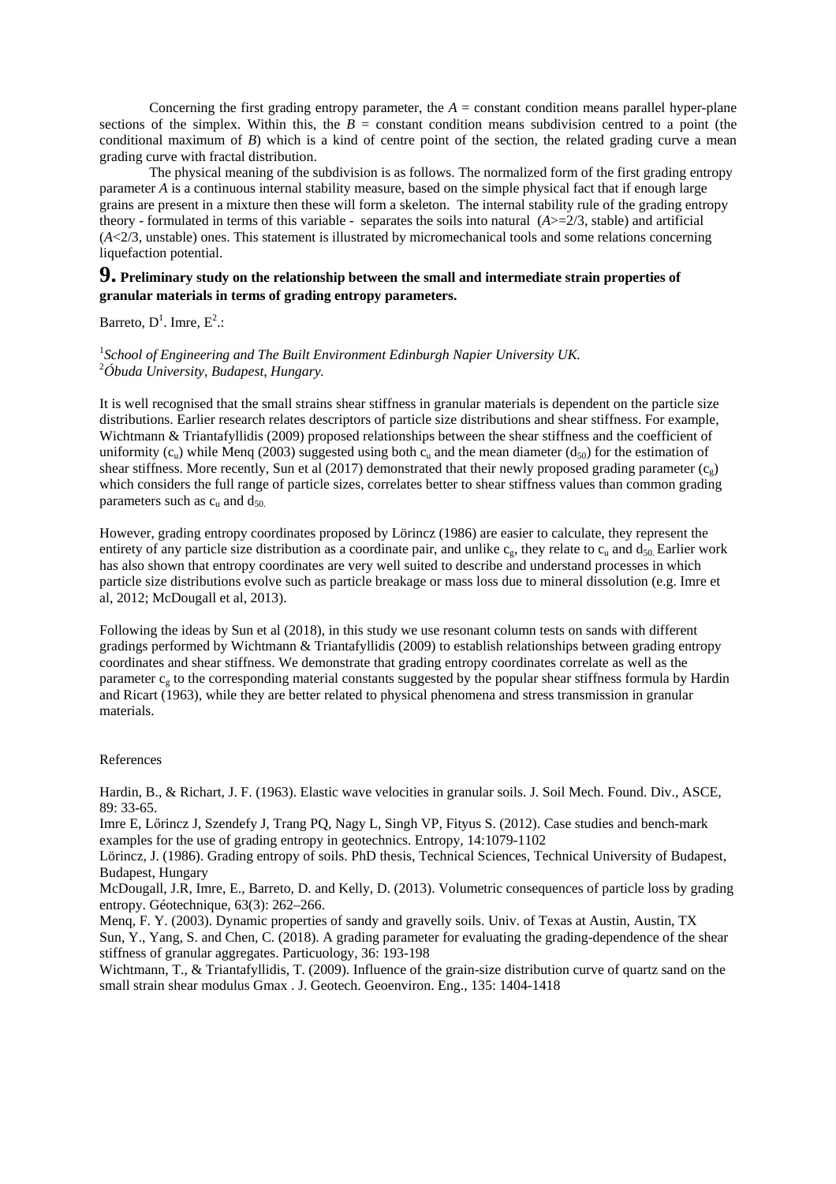Concerning the first grading entropy parameter, the $A$ = constant condition means parallel hyper-plane sections of the simplex. Within this, the $B$ = constant condition means subdivision centred to a point (the conditional maximum of $B$) which is a kind of centre point of the section, the related grading curve a mean grading curve with fractal distribution.

The physical meaning of the subdivision is as follows. The normalized form of the first grading entropy parameter $A$ is a continuous internal stability measure, based on the simple physical fact that if enough large grains are present in a mixture then these will form a skeleton. The internal stability rule of the grading entropy theory - formulated in terms of this variable - separates the soils into natural ($A$>=2/3, stable) and artificial ($A$<2/3, unstable) ones. This statement is illustrated by micromechanical tools and some relations concerning liquefaction potential.

## 9. Preliminary study on the relationship between the small and intermediate strain properties of granular materials in terms of grading entropy parameters.

Barreto, D[1]. Imre, E[2].:

[1]*School of Engineering and The Built Environment Edinburgh Napier University UK.*
[2]*Óbuda University, Budapest, Hungary.*

It is well recognised that the small strains shear stiffness in granular materials is dependent on the particle size distributions. Earlier research relates descriptors of particle size distributions and shear stiffness. For example, Wichtmann & Triantafyllidis (2009) proposed relationships between the shear stiffness and the coefficient of uniformity ($c_u$) while Menq (2003) suggested using both $c_u$ and the mean diameter ($d_{50}$) for the estimation of shear stiffness. More recently, Sun et al (2017) demonstrated that their newly proposed grading parameter ($c_g$) which considers the full range of particle sizes, correlates better to shear stiffness values than common grading parameters such as $c_u$ and $d_{50.}$

However, grading entropy coordinates proposed by Lörincz (1986) are easier to calculate, they represent the entirety of any particle size distribution as a coordinate pair, and unlike $c_g$, they relate to $c_u$ and $d_{50.}$ Earlier work has also shown that entropy coordinates are very well suited to describe and understand processes in which particle size distributions evolve such as particle breakage or mass loss due to mineral dissolution (e.g. Imre et al, 2012; McDougall et al, 2013).

Following the ideas by Sun et al (2018), in this study we use resonant column tests on sands with different gradings performed by Wichtmann & Triantafyllidis (2009) to establish relationships between grading entropy coordinates and shear stiffness. We demonstrate that grading entropy coordinates correlate as well as the parameter $c_g$ to the corresponding material constants suggested by the popular shear stiffness formula by Hardin and Ricart (1963), while they are better related to physical phenomena and stress transmission in granular materials.

References

Hardin, B., & Richart, J. F. (1963). Elastic wave velocities in granular soils. J. Soil Mech. Found. Div., ASCE, 89: 33-65.
Imre E, Lőrincz J, Szendefy J, Trang PQ, Nagy L, Singh VP, Fityus S. (2012). Case studies and bench-mark examples for the use of grading entropy in geotechnics. Entropy, 14:1079-1102
Lörincz, J. (1986). Grading entropy of soils. PhD thesis, Technical Sciences, Technical University of Budapest, Budapest, Hungary
McDougall, J.R, Imre, E., Barreto, D. and Kelly, D. (2013). Volumetric consequences of particle loss by grading entropy. Géotechnique, 63(3): 262–266.
Menq, F. Y. (2003). Dynamic properties of sandy and gravelly soils. Univ. of Texas at Austin, Austin, TX
Sun, Y., Yang, S. and Chen, C. (2018). A grading parameter for evaluating the grading-dependence of the shear stiffness of granular aggregates. Particuology, 36: 193-198
Wichtmann, T., & Triantafyllidis, T. (2009). Influence of the grain-size distribution curve of quartz sand on the small strain shear modulus Gmax . J. Geotech. Geoenviron. Eng., 135: 1404-1418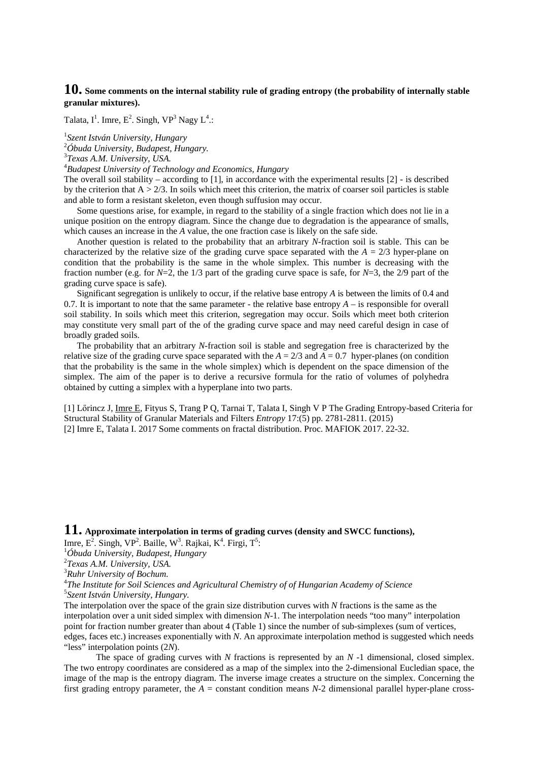## **10.** Some comments on the internal stability rule of grading entropy (the probability of internally stable granular mixtures).

Talata, I[1]. Imre, E[2]. Singh, VP[3] Nagy L[4].:

[1]*Szent István University, Hungary*
[2]*Óbuda University, Budapest, Hungary.*
[3]*Texas A.M. University, USA.*
[4]*Budapest University of Technology and Economics, Hungary*

The overall soil stability – according to [1], in accordance with the experimental results [2] - is described by the criterion that $A > 2/3$. In soils which meet this criterion, the matrix of coarser soil particles is stable and able to form a resistant skeleton, even though suffusion may occur.

Some questions arise, for example, in regard to the stability of a single fraction which does not lie in a unique position on the entropy diagram. Since the change due to degradation is the appearance of smalls, which causes an increase in the *A* value, the one fraction case is likely on the safe side.

Another question is related to the probability that an arbitrary *N*-fraction soil is stable. This can be characterized by the relative size of the grading curve space separated with the $A = 2/3$ hyper-plane on condition that the probability is the same in the whole simplex. This number is decreasing with the fraction number (e.g. for $N$=2, the 1/3 part of the grading curve space is safe, for $N$=3, the 2/9 part of the grading curve space is safe).

Significant segregation is unlikely to occur, if the relative base entropy *A* is between the limits of 0.4 and 0.7. It is important to note that the same parameter - the relative base entropy *A* – is responsible for overall soil stability. In soils which meet this criterion, segregation may occur. Soils which meet both criterion may constitute very small part of the of the grading curve space and may need careful design in case of broadly graded soils.

The probability that an arbitrary *N*-fraction soil is stable and segregation free is characterized by the relative size of the grading curve space separated with the $A = 2/3$ and $A = 0.7$ hyper-planes (on condition that the probability is the same in the whole simplex) which is dependent on the space dimension of the simplex. The aim of the paper is to derive a recursive formula for the ratio of volumes of polyhedra obtained by cutting a simplex with a hyperplane into two parts.

[1] Lőrincz J, Imre E, Fityus S, Trang P Q, Tarnai T, Talata I, Singh V P The Grading Entropy-based Criteria for Structural Stability of Granular Materials and Filters *Entropy* 17:(5) pp. 2781-2811. (2015)
[2] Imre E, Talata I. 2017 Some comments on fractal distribution. Proc. MAFIOK 2017. 22-32.

## **11.** Approximate interpolation in terms of grading curves (density and SWCC functions),

Imre, E[2]. Singh, VP[2]. Baille, W[3]. Rajkai, K[4]. Firgi, T[5]:

[1]*Óbuda University, Budapest, Hungary*
[2]*Texas A.M. University, USA.*
[3]*Ruhr University of Bochum.*
[4]*The Institute for Soil Sciences and Agricultural Chemistry of of Hungarian Academy of Science*
[5]*Szent István University, Hungary.*

The interpolation over the space of the grain size distribution curves with *N* fractions is the same as the interpolation over a unit sided simplex with dimension *N*-1. The interpolation needs "too many" interpolation point for fraction number greater than about 4 (Table 1) since the number of sub-simplexes (sum of vertices, edges, faces etc.) increases exponentially with *N*. An approximate interpolation method is suggested which needs "less" interpolation points (2*N*).

The space of grading curves with *N* fractions is represented by an *N* -1 dimensional, closed simplex. The two entropy coordinates are considered as a map of the simplex into the 2-dimensional Eucledian space, the image of the map is the entropy diagram. The inverse image creates a structure on the simplex. Concerning the first grading entropy parameter, the *A* = constant condition means *N*-2 dimensional parallel hyper-plane cross-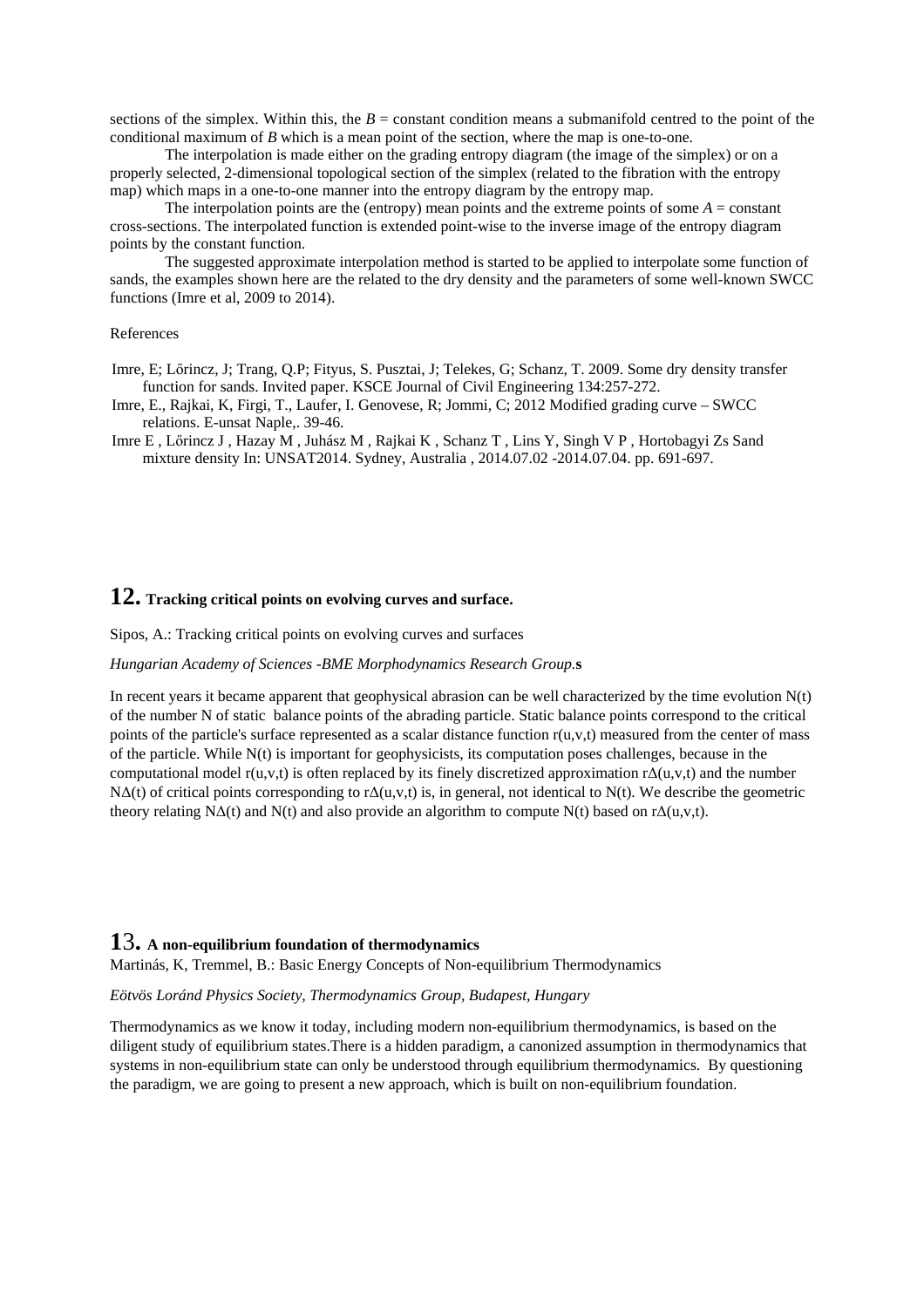sections of the simplex. Within this, the $B$ = constant condition means a submanifold centred to the point of the conditional maximum of $B$ which is a mean point of the section, where the map is one-to-one.

The interpolation is made either on the grading entropy diagram (the image of the simplex) or on a properly selected, 2-dimensional topological section of the simplex (related to the fibration with the entropy map) which maps in a one-to-one manner into the entropy diagram by the entropy map.

The interpolation points are the (entropy) mean points and the extreme points of some $A$ = constant cross-sections. The interpolated function is extended point-wise to the inverse image of the entropy diagram points by the constant function.

The suggested approximate interpolation method is started to be applied to interpolate some function of sands, the examples shown here are the related to the dry density and the parameters of some well-known SWCC functions (Imre et al, 2009 to 2014).

References

Imre, E; Lőrincz, J; Trang, Q.P; Fityus, S. Pusztai, J; Telekes, G; Schanz, T. 2009. Some dry density transfer function for sands. Invited paper. KSCE Journal of Civil Engineering 134:257-272.

Imre, E., Rajkai, K, Firgi, T., Laufer, I. Genovese, R; Jommi, C; 2012 Modified grading curve – SWCC relations. E-unsat Naple,. 39-46.

Imre E , Lőrincz J , Hazay M , Juhász M , Rajkai K , Schanz T , Lins Y, Singh V P , Hortobagyi Zs Sand mixture density In: UNSAT2014. Sydney, Australia , 2014.07.02 -2014.07.04. pp. 691-697.

## 12. Tracking critical points on evolving curves and surface.

Sipos, A.: Tracking critical points on evolving curves and surfaces

*Hungarian Academy of Sciences -BME Morphodynamics Research Group.***s**

In recent years it became apparent that geophysical abrasion can be well characterized by the time evolution $N(t)$ of the number $N$ of static balance points of the abrading particle. Static balance points correspond to the critical points of the particle's surface represented as a scalar distance function $r(u,v,t)$ measured from the center of mass of the particle. While $N(t)$ is important for geophysicists, its computation poses challenges, because in the computational model $r(u,v,t)$ is often replaced by its finely discretized approximation $r\Delta(u,v,t)$ and the number $N\Delta(t)$ of critical points corresponding to $r\Delta(u,v,t)$ is, in general, not identical to $N(t)$. We describe the geometric theory relating $N\Delta(t)$ and $N(t)$ and also provide an algorithm to compute $N(t)$ based on $r\Delta(u,v,t)$.

## 13. A non-equilibrium foundation of thermodynamics

Martinás, K, Tremmel, B.: Basic Energy Concepts of Non-equilibrium Thermodynamics

*Eötvös Loránd Physics Society, Thermodynamics Group, Budapest, Hungary*

Thermodynamics as we know it today, including modern non-equilibrium thermodynamics, is based on the diligent study of equilibrium states.There is a hidden paradigm, a canonized assumption in thermodynamics that systems in non-equilibrium state can only be understood through equilibrium thermodynamics. By questioning the paradigm, we are going to present a new approach, which is built on non-equilibrium foundation.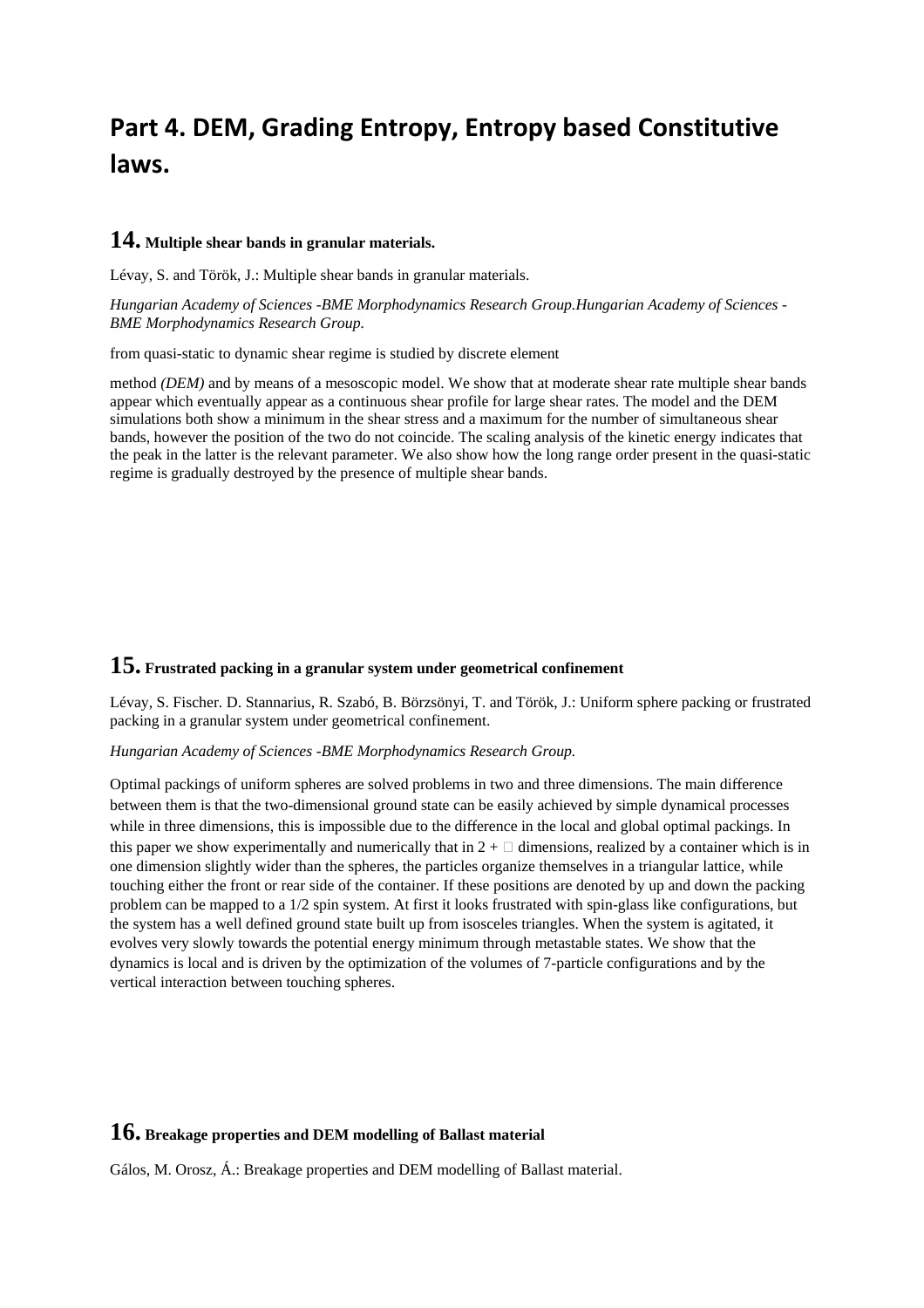# Part 4. DEM, Grading Entropy, Entropy based Constitutive laws.

## 14. Multiple shear bands in granular materials.

Lévay, S. and Török, J.: Multiple shear bands in granular materials.

*Hungarian Academy of Sciences -BME Morphodynamics Research Group.Hungarian Academy of Sciences - BME Morphodynamics Research Group.*

from quasi-static to dynamic shear regime is studied by discrete element

method *(DEM)* and by means of a mesoscopic model. We show that at moderate shear rate multiple shear bands appear which eventually appear as a continuous shear profile for large shear rates. The model and the DEM simulations both show a minimum in the shear stress and a maximum for the number of simultaneous shear bands, however the position of the two do not coincide. The scaling analysis of the kinetic energy indicates that the peak in the latter is the relevant parameter. We also show how the long range order present in the quasi-static regime is gradually destroyed by the presence of multiple shear bands.

## 15. Frustrated packing in a granular system under geometrical confinement

Lévay, S. Fischer. D. Stannarius, R. Szabó, B. Börzsönyi, T. and Török, J.: Uniform sphere packing or frustrated packing in a granular system under geometrical confinement.

*Hungarian Academy of Sciences -BME Morphodynamics Research Group.*

Optimal packings of uniform spheres are solved problems in two and three dimensions. The main difference between them is that the two-dimensional ground state can be easily achieved by simple dynamical processes while in three dimensions, this is impossible due to the difference in the local and global optimal packings. In this paper we show experimentally and numerically that in 2 + □ dimensions, realized by a container which is in one dimension slightly wider than the spheres, the particles organize themselves in a triangular lattice, while touching either the front or rear side of the container. If these positions are denoted by up and down the packing problem can be mapped to a 1/2 spin system. At first it looks frustrated with spin-glass like configurations, but the system has a well defined ground state built up from isosceles triangles. When the system is agitated, it evolves very slowly towards the potential energy minimum through metastable states. We show that the dynamics is local and is driven by the optimization of the volumes of 7-particle configurations and by the vertical interaction between touching spheres.

## 16. Breakage properties and DEM modelling of Ballast material

Gálos, M. Orosz, Á.: Breakage properties and DEM modelling of Ballast material.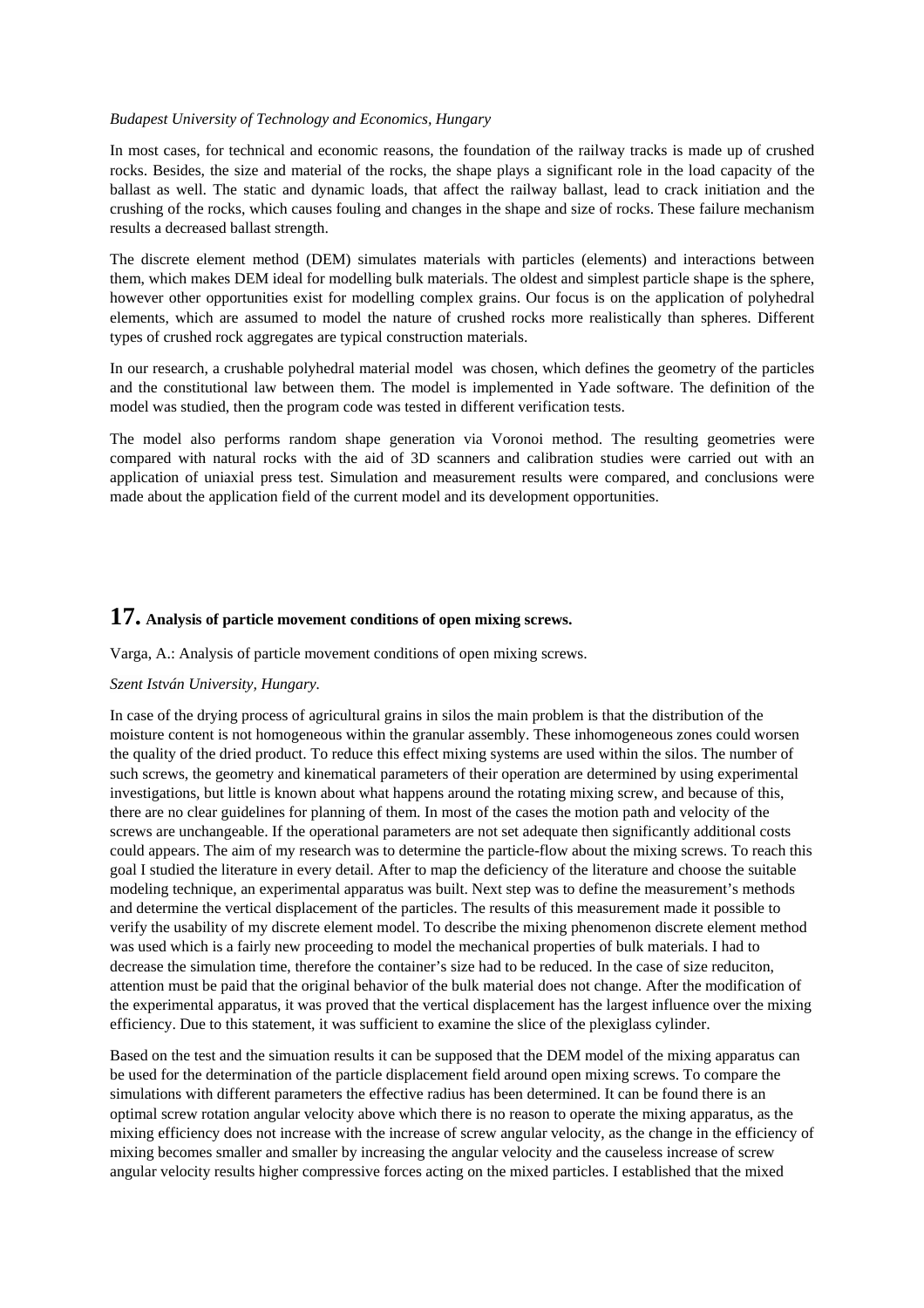*Budapest University of Technology and Economics, Hungary*

In most cases, for technical and economic reasons, the foundation of the railway tracks is made up of crushed rocks. Besides, the size and material of the rocks, the shape plays a significant role in the load capacity of the ballast as well. The static and dynamic loads, that affect the railway ballast, lead to crack initiation and the crushing of the rocks, which causes fouling and changes in the shape and size of rocks. These failure mechanism results a decreased ballast strength.

The discrete element method (DEM) simulates materials with particles (elements) and interactions between them, which makes DEM ideal for modelling bulk materials. The oldest and simplest particle shape is the sphere, however other opportunities exist for modelling complex grains. Our focus is on the application of polyhedral elements, which are assumed to model the nature of crushed rocks more realistically than spheres. Different types of crushed rock aggregates are typical construction materials.

In our research, a crushable polyhedral material model was chosen, which defines the geometry of the particles and the constitutional law between them. The model is implemented in Yade software. The definition of the model was studied, then the program code was tested in different verification tests.

The model also performs random shape generation via Voronoi method. The resulting geometries were compared with natural rocks with the aid of 3D scanners and calibration studies were carried out with an application of uniaxial press test. Simulation and measurement results were compared, and conclusions were made about the application field of the current model and its development opportunities.

## 17. Analysis of particle movement conditions of open mixing screws.

Varga, A.: Analysis of particle movement conditions of open mixing screws.

*Szent István University, Hungary.*

In case of the drying process of agricultural grains in silos the main problem is that the distribution of the moisture content is not homogeneous within the granular assembly. These inhomogeneous zones could worsen the quality of the dried product. To reduce this effect mixing systems are used within the silos. The number of such screws, the geometry and kinematical parameters of their operation are determined by using experimental investigations, but little is known about what happens around the rotating mixing screw, and because of this, there are no clear guidelines for planning of them. In most of the cases the motion path and velocity of the screws are unchangeable. If the operational parameters are not set adequate then significantly additional costs could appears. The aim of my research was to determine the particle-flow about the mixing screws. To reach this goal I studied the literature in every detail. After to map the deficiency of the literature and choose the suitable modeling technique, an experimental apparatus was built. Next step was to define the measurement's methods and determine the vertical displacement of the particles. The results of this measurement made it possible to verify the usability of my discrete element model. To describe the mixing phenomenon discrete element method was used which is a fairly new proceeding to model the mechanical properties of bulk materials. I had to decrease the simulation time, therefore the container's size had to be reduced. In the case of size reduciton, attention must be paid that the original behavior of the bulk material does not change. After the modification of the experimental apparatus, it was proved that the vertical displacement has the largest influence over the mixing efficiency. Due to this statement, it was sufficient to examine the slice of the plexiglass cylinder.

Based on the test and the simuation results it can be supposed that the DEM model of the mixing apparatus can be used for the determination of the particle displacement field around open mixing screws. To compare the simulations with different parameters the effective radius has been determined. It can be found there is an optimal screw rotation angular velocity above which there is no reason to operate the mixing apparatus, as the mixing efficiency does not increase with the increase of screw angular velocity, as the change in the efficiency of mixing becomes smaller and smaller by increasing the angular velocity and the causeless increase of screw angular velocity results higher compressive forces acting on the mixed particles. I established that the mixed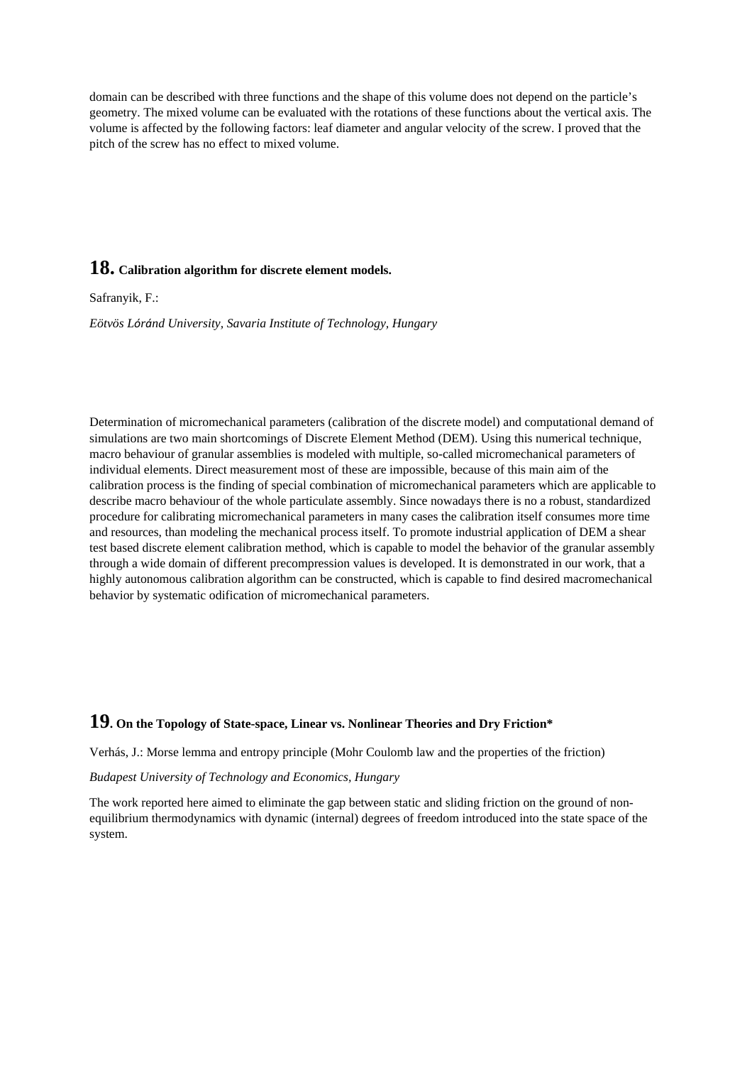domain can be described with three functions and the shape of this volume does not depend on the particle's geometry. The mixed volume can be evaluated with the rotations of these functions about the vertical axis. The volume is affected by the following factors: leaf diameter and angular velocity of the screw. I proved that the pitch of the screw has no effect to mixed volume.

## 18. Calibration algorithm for discrete element models.

Safranyik, F.:

*Eötvös Lóránd University, Savaria Institute of Technology, Hungary*

Determination of micromechanical parameters (calibration of the discrete model) and computational demand of simulations are two main shortcomings of Discrete Element Method (DEM). Using this numerical technique, macro behaviour of granular assemblies is modeled with multiple, so-called micromechanical parameters of individual elements. Direct measurement most of these are impossible, because of this main aim of the calibration process is the finding of special combination of micromechanical parameters which are applicable to describe macro behaviour of the whole particulate assembly. Since nowadays there is no a robust, standardized procedure for calibrating micromechanical parameters in many cases the calibration itself consumes more time and resources, than modeling the mechanical process itself. To promote industrial application of DEM a shear test based discrete element calibration method, which is capable to model the behavior of the granular assembly through a wide domain of different precompression values is developed. It is demonstrated in our work, that a highly autonomous calibration algorithm can be constructed, which is capable to find desired macromechanical behavior by systematic odification of micromechanical parameters.

## 19. On the Topology of State-space, Linear vs. Nonlinear Theories and Dry Friction*

Verhás, J.: Morse lemma and entropy principle (Mohr Coulomb law and the properties of the friction)

*Budapest University of Technology and Economics, Hungary*

The work reported here aimed to eliminate the gap between static and sliding friction on the ground of non-equilibrium thermodynamics with dynamic (internal) degrees of freedom introduced into the state space of the system.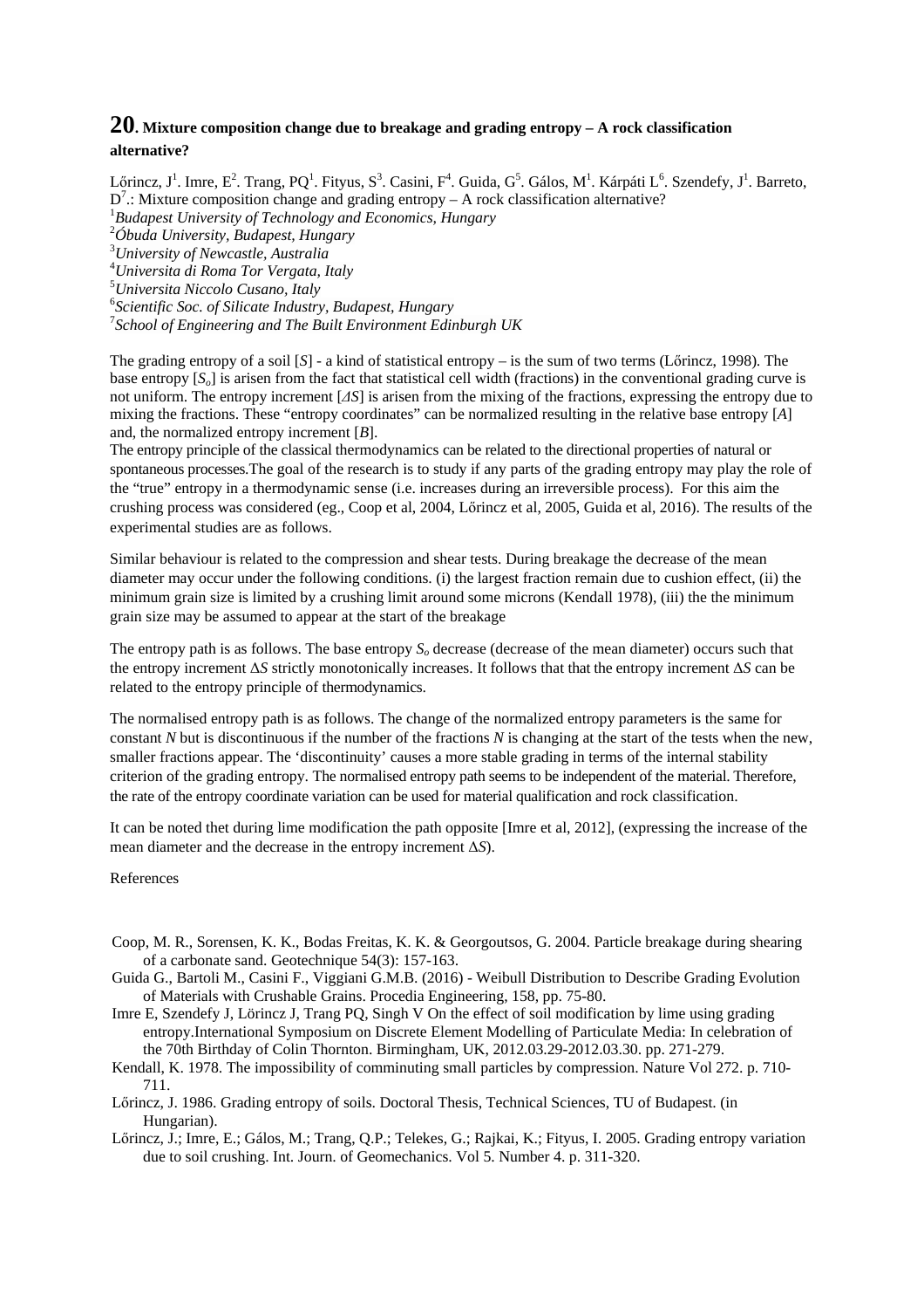## 20. Mixture composition change due to breakage and grading entropy – A rock classification alternative?

Lőrincz, J[1]. Imre, E[2]. Trang, PQ[1]. Fityus, S[3]. Casini, F[4]. Guida, G[5]. Gálos, M[1]. Kárpáti L[6]. Szendefy, J[1]. Barreto, D[7].: Mixture composition change and grading entropy – A rock classification alternative?

[1]*Budapest University of Technology and Economics, Hungary*
[2]*Óbuda University, Budapest, Hungary*
[3]*University of Newcastle, Australia*
[4]*Universita di Roma Tor Vergata, Italy*
[5]*Universita Niccolo Cusano, Italy*
[6]*Scientific Soc. of Silicate Industry, Budapest, Hungary*
[7]*School of Engineering and The Built Environment Edinburgh UK*

The grading entropy of a soil [*S*] - a kind of statistical entropy – is the sum of two terms (Lőrincz, 1998). The base entropy [$S_o$] is arisen from the fact that statistical cell width (fractions) in the conventional grading curve is not uniform. The entropy increment [$\Delta S$] is arisen from the mixing of the fractions, expressing the entropy due to mixing the fractions. These "entropy coordinates" can be normalized resulting in the relative base entropy [*A*] and, the normalized entropy increment [*B*].

The entropy principle of the classical thermodynamics can be related to the directional properties of natural or spontaneous processes.The goal of the research is to study if any parts of the grading entropy may play the role of the "true" entropy in a thermodynamic sense (i.e. increases during an irreversible process). For this aim the crushing process was considered (eg., Coop et al, 2004, Lőrincz et al, 2005, Guida et al, 2016). The results of the experimental studies are as follows.

Similar behaviour is related to the compression and shear tests. During breakage the decrease of the mean diameter may occur under the following conditions. (i) the largest fraction remain due to cushion effect, (ii) the minimum grain size is limited by a crushing limit around some microns (Kendall 1978), (iii) the the minimum grain size may be assumed to appear at the start of the breakage

The entropy path is as follows. The base entropy $S_o$ decrease (decrease of the mean diameter) occurs such that the entropy increment $\Delta S$ strictly monotonically increases. It follows that that the entropy increment $\Delta S$ can be related to the entropy principle of thermodynamics.

The normalised entropy path is as follows. The change of the normalized entropy parameters is the same for constant *N* but is discontinuous if the number of the fractions *N* is changing at the start of the tests when the new, smaller fractions appear. The 'discontinuity' causes a more stable grading in terms of the internal stability criterion of the grading entropy. The normalised entropy path seems to be independent of the material. Therefore, the rate of the entropy coordinate variation can be used for material qualification and rock classification.

It can be noted thet during lime modification the path opposite [Imre et al, 2012], (expressing the increase of the mean diameter and the decrease in the entropy increment $\Delta S$).

References

Coop, M. R., Sorensen, K. K., Bodas Freitas, K. K. & Georgoutsos, G. 2004. Particle breakage during shearing of a carbonate sand. Geotechnique 54(3): 157-163.

Guida G., Bartoli M., Casini F., Viggiani G.M.B. (2016) - Weibull Distribution to Describe Grading Evolution of Materials with Crushable Grains. Procedia Engineering, 158, pp. 75-80.

Imre E, Szendefy J, Lörincz J, Trang PQ, Singh V On the effect of soil modification by lime using grading entropy.International Symposium on Discrete Element Modelling of Particulate Media: In celebration of the 70th Birthday of Colin Thornton. Birmingham, UK, 2012.03.29-2012.03.30. pp. 271-279.

Kendall, K. 1978. The impossibility of comminuting small particles by compression. Nature Vol 272. p. 710-711.

Lőrincz, J. 1986. Grading entropy of soils. Doctoral Thesis, Technical Sciences, TU of Budapest. (in Hungarian).

Lőrincz, J.; Imre, E.; Gálos, M.; Trang, Q.P.; Telekes, G.; Rajkai, K.; Fityus, I. 2005. Grading entropy variation due to soil crushing. Int. Journ. of Geomechanics. Vol 5. Number 4. p. 311-320.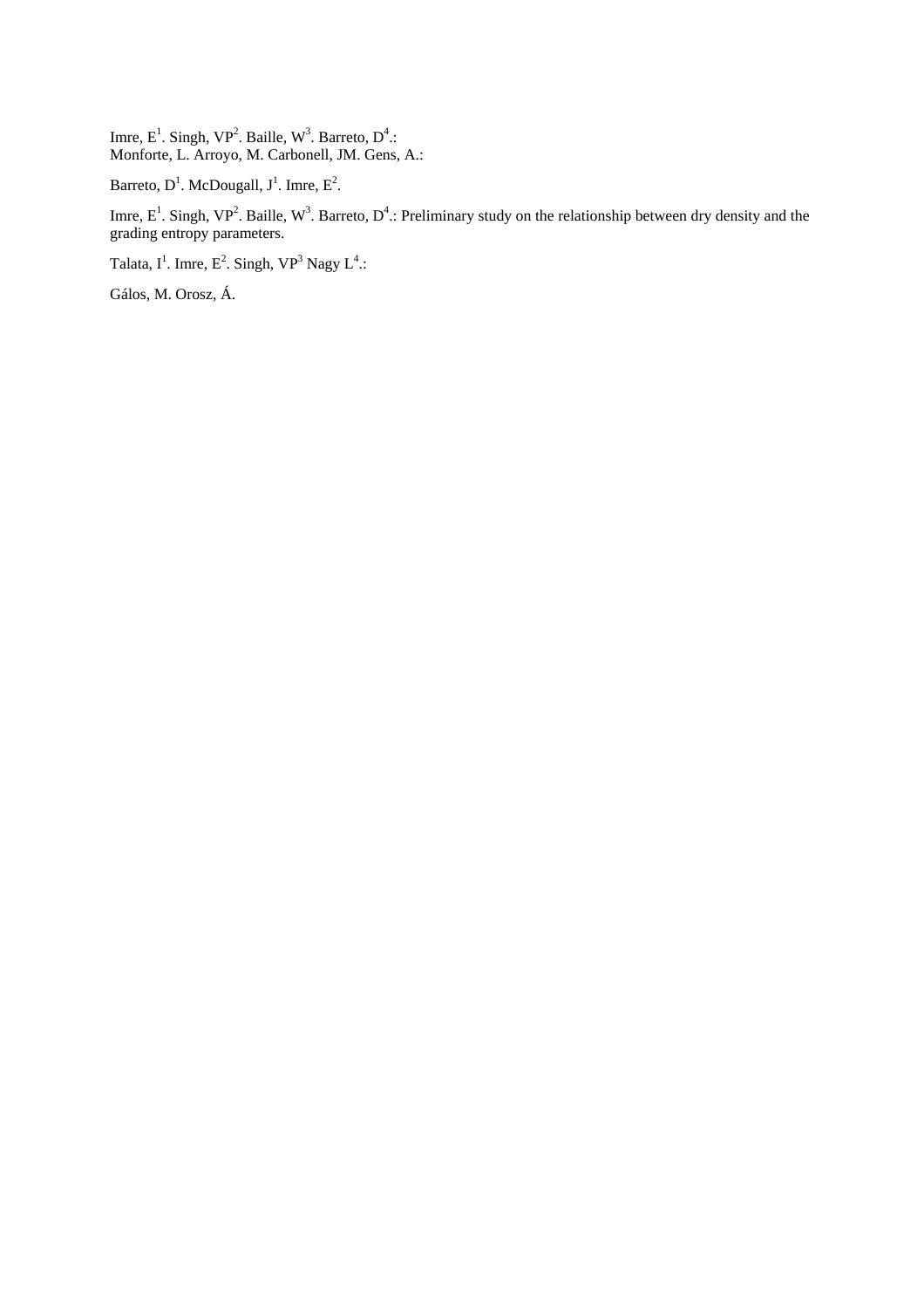Imre, E[1]. Singh, VP[2]. Baille, W[3]. Barreto, D[4].:
Monforte, L. Arroyo, M. Carbonell, JM. Gens, A.:

Barreto, D[1]. McDougall, J[1]. Imre, E[2].

Imre, E[1]. Singh, VP[2]. Baille, W[3]. Barreto, D[4].: Preliminary study on the relationship between dry density and the grading entropy parameters.

Talata, I[1]. Imre, E[2]. Singh, VP[3] Nagy L[4].:

Gálos, M. Orosz, Á.